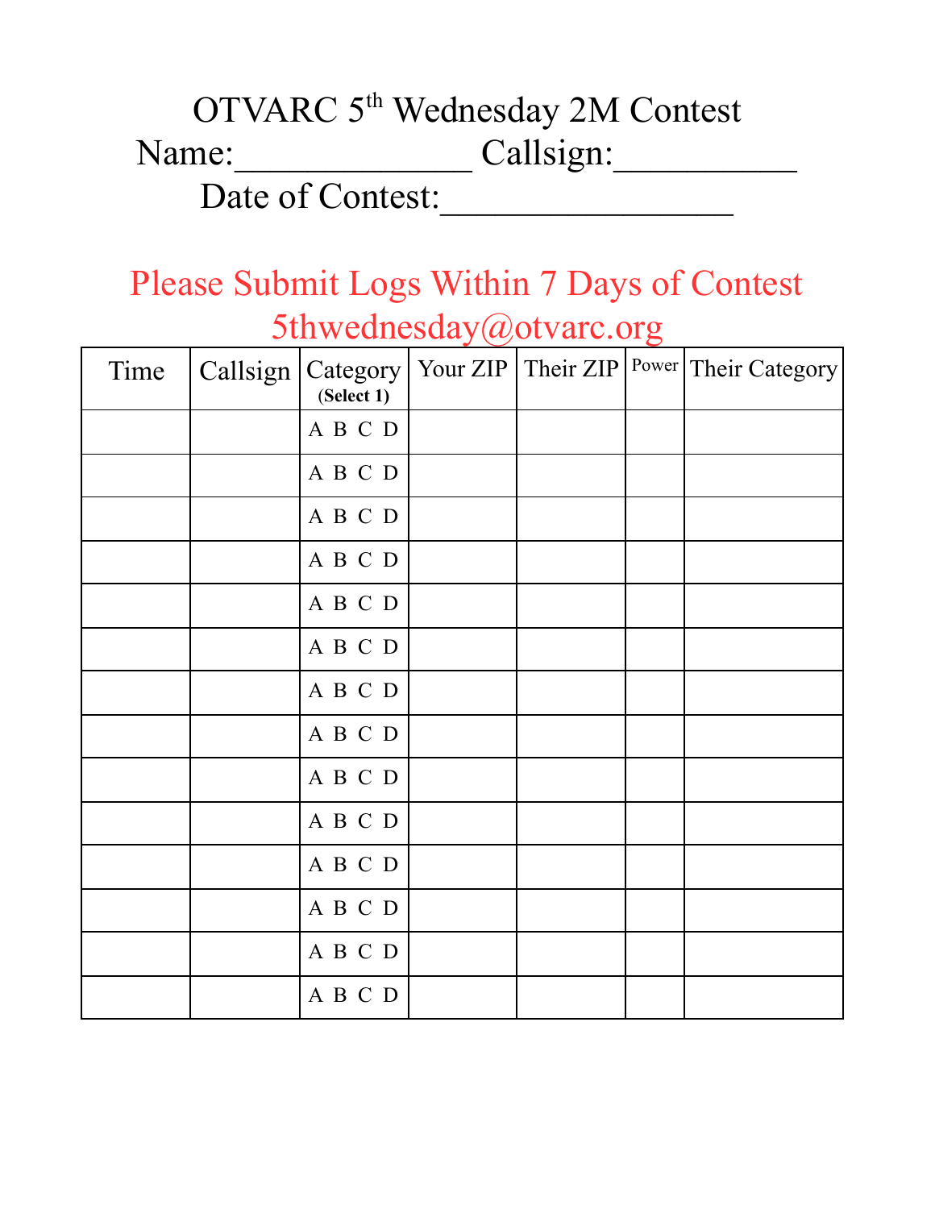# OTVARC 5th Wednesday 2M Contest

Name:_____________ Callsign:__________

Date of Contest:________________

**Please Submit Logs Within 7 Days of Contest**

**5thwednesday@otvarc.org**

| Time | Callsign | Category (Select 1) | Your ZIP | Their ZIP | Power | Their Category |
|---|---|---|---|---|---|---|
| | | A B C D | | | | |
| | | A B C D | | | | |
| | | A B C D | | | | |
| | | A B C D | | | | |
| | | A B C D | | | | |
| | | A B C D | | | | |
| | | A B C D | | | | |
| | | A B C D | | | | |
| | | A B C D | | | | |
| | | A B C D | | | | |
| | | A B C D | | | | |
| | | A B C D | | | | |
| | | A B C D | | | | |
| | | A B C D | | | | |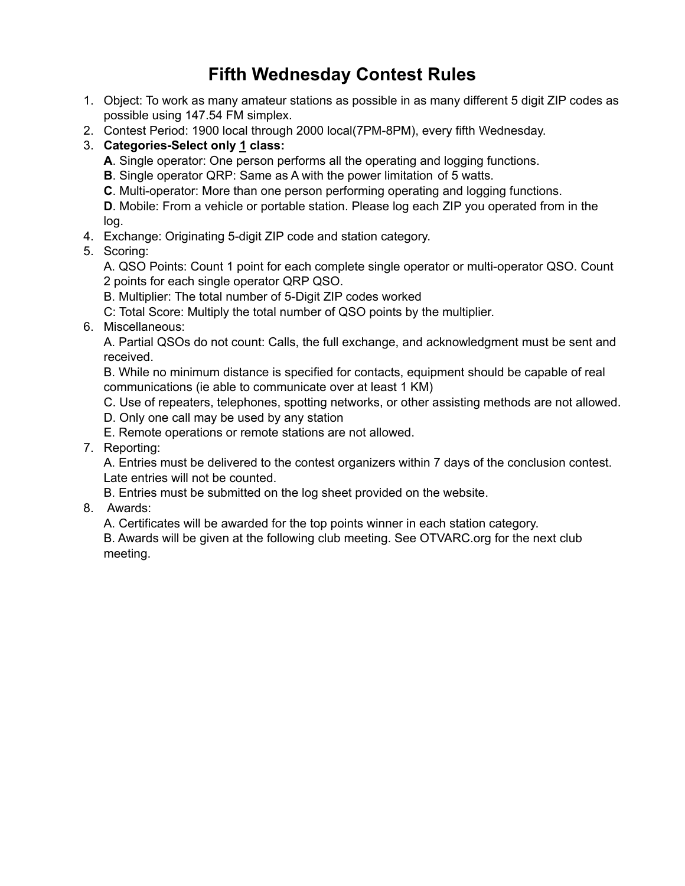# Fifth Wednesday Contest Rules

1. Object: To work as many amateur stations as possible in as many different 5 digit ZIP codes as possible using 147.54 FM simplex.
2. Contest Period: 1900 local through 2000 local(7PM-8PM), every fifth Wednesday.
3. **Categories-Select only <u>1</u> class:**
   **A**. Single operator: One person performs all the operating and logging functions.
   **B**. Single operator QRP: Same as A with the power limitation of 5 watts.
   **C**. Multi-operator: More than one person performing operating and logging functions.
   **D**. Mobile: From a vehicle or portable station. Please log each ZIP you operated from in the log.
4. Exchange: Originating 5-digit ZIP code and station category.
5. Scoring:
   A. QSO Points: Count 1 point for each complete single operator or multi-operator QSO. Count 2 points for each single operator QRP QSO.
   B. Multiplier: The total number of 5-Digit ZIP codes worked
   C: Total Score: Multiply the total number of QSO points by the multiplier.
6. Miscellaneous:
   A. Partial QSOs do not count: Calls, the full exchange, and acknowledgment must be sent and received.
   B. While no minimum distance is specified for contacts, equipment should be capable of real communications (ie able to communicate over at least 1 KM)
   C. Use of repeaters, telephones, spotting networks, or other assisting methods are not allowed.
   D. Only one call may be used by any station
   E. Remote operations or remote stations are not allowed.
7. Reporting:
   A. Entries must be delivered to the contest organizers within 7 days of the conclusion contest. Late entries will not be counted.
   B. Entries must be submitted on the log sheet provided on the website.
8. Awards:
   A. Certificates will be awarded for the top points winner in each station category.
   B. Awards will be given at the following club meeting. See OTVARC.org for the next club meeting.